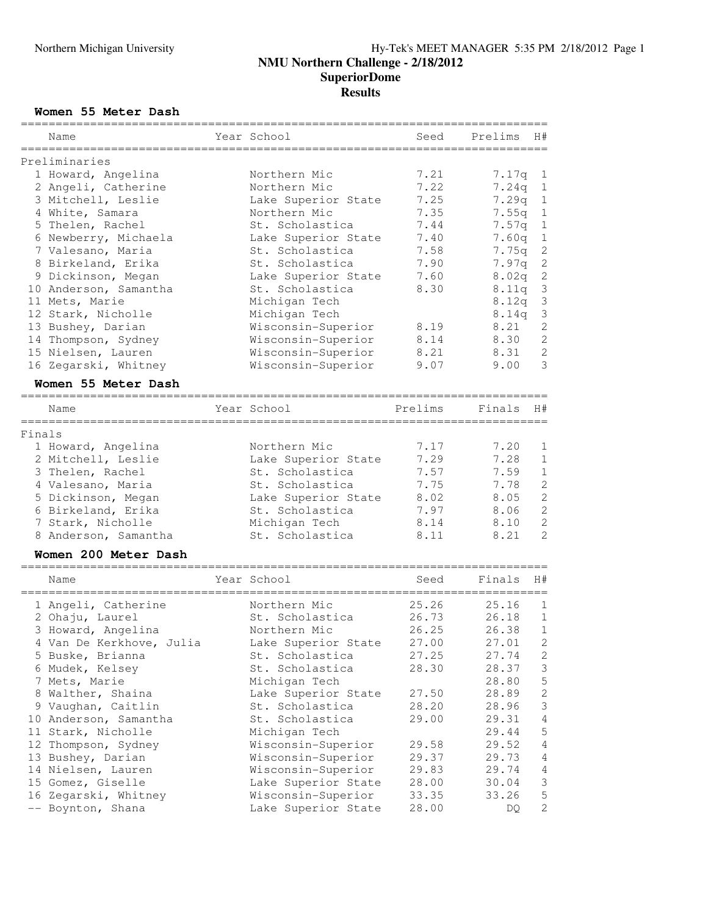# NMU Northern Challenge - 2/18/2012

## SuperiorDome

## Results

### Women 55 Meter Dash

Preliminaries

| Place | Name | Year | School | Seed | Prelims | H# |
|---|---|---|---|---|---|---|
| 1 | Howard, Angelina | | Northern Mic | 7.21 | 7.17q | 1 |
| 2 | Angeli, Catherine | | Northern Mic | 7.22 | 7.24q | 1 |
| 3 | Mitchell, Leslie | | Lake Superior State | 7.25 | 7.29q | 1 |
| 4 | White, Samara | | Northern Mic | 7.35 | 7.55q | 1 |
| 5 | Thelen, Rachel | | St. Scholastica | 7.44 | 7.57q | 1 |
| 6 | Newberry, Michaela | | Lake Superior State | 7.40 | 7.60q | 1 |
| 7 | Valesano, Maria | | St. Scholastica | 7.58 | 7.75q | 2 |
| 8 | Birkeland, Erika | | St. Scholastica | 7.90 | 7.97q | 2 |
| 9 | Dickinson, Megan | | Lake Superior State | 7.60 | 8.02q | 2 |
| 10 | Anderson, Samantha | | St. Scholastica | 8.30 | 8.11q | 3 |
| 11 | Mets, Marie | | Michigan Tech | | 8.12q | 3 |
| 12 | Stark, Nicholle | | Michigan Tech | | 8.14q | 3 |
| 13 | Bushey, Darian | | Wisconsin-Superior | 8.19 | 8.21 | 2 |
| 14 | Thompson, Sydney | | Wisconsin-Superior | 8.14 | 8.30 | 2 |
| 15 | Nielsen, Lauren | | Wisconsin-Superior | 8.21 | 8.31 | 2 |
| 16 | Zegarski, Whitney | | Wisconsin-Superior | 9.07 | 9.00 | 3 |

### Women 55 Meter Dash

Finals

| Place | Name | Year | School | Prelims | Finals | H# |
|---|---|---|---|---|---|---|
| 1 | Howard, Angelina | | Northern Mic | 7.17 | 7.20 | 1 |
| 2 | Mitchell, Leslie | | Lake Superior State | 7.29 | 7.28 | 1 |
| 3 | Thelen, Rachel | | St. Scholastica | 7.57 | 7.59 | 1 |
| 4 | Valesano, Maria | | St. Scholastica | 7.75 | 7.78 | 2 |
| 5 | Dickinson, Megan | | Lake Superior State | 8.02 | 8.05 | 2 |
| 6 | Birkeland, Erika | | St. Scholastica | 7.97 | 8.06 | 2 |
| 7 | Stark, Nicholle | | Michigan Tech | 8.14 | 8.10 | 2 |
| 8 | Anderson, Samantha | | St. Scholastica | 8.11 | 8.21 | 2 |

### Women 200 Meter Dash

| Place | Name | Year | School | Seed | Finals | H# |
|---|---|---|---|---|---|---|
| 1 | Angeli, Catherine | | Northern Mic | 25.26 | 25.16 | 1 |
| 2 | Ohaju, Laurel | | St. Scholastica | 26.73 | 26.18 | 1 |
| 3 | Howard, Angelina | | Northern Mic | 26.25 | 26.38 | 1 |
| 4 | Van De Kerkhove, Julia | | Lake Superior State | 27.00 | 27.01 | 2 |
| 5 | Buske, Brianna | | St. Scholastica | 27.25 | 27.74 | 2 |
| 6 | Mudek, Kelsey | | St. Scholastica | 28.30 | 28.37 | 3 |
| 7 | Mets, Marie | | Michigan Tech | | 28.80 | 5 |
| 8 | Walther, Shaina | | Lake Superior State | 27.50 | 28.89 | 2 |
| 9 | Vaughan, Caitlin | | St. Scholastica | 28.20 | 28.96 | 3 |
| 10 | Anderson, Samantha | | St. Scholastica | 29.00 | 29.31 | 4 |
| 11 | Stark, Nicholle | | Michigan Tech | | 29.44 | 5 |
| 12 | Thompson, Sydney | | Wisconsin-Superior | 29.58 | 29.52 | 4 |
| 13 | Bushey, Darian | | Wisconsin-Superior | 29.37 | 29.73 | 4 |
| 14 | Nielsen, Lauren | | Wisconsin-Superior | 29.83 | 29.74 | 4 |
| 15 | Gomez, Giselle | | Lake Superior State | 28.00 | 30.04 | 3 |
| 16 | Zegarski, Whitney | | Wisconsin-Superior | 33.35 | 33.26 | 5 |
| -- | Boynton, Shana | | Lake Superior State | 28.00 | DQ | 2 |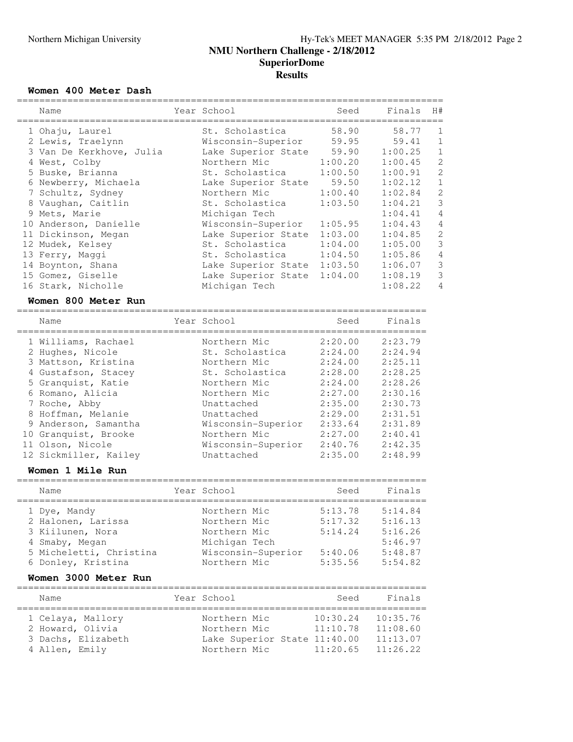# NMU Northern Challenge - 2/18/2012
## SuperiorDome
## Results

### Women 400 Meter Dash

| | Name | Year | School | Seed | Finals | H# |
|---|---|---|---|---|---|---|
| 1 | Ohaju, Laurel | | St. Scholastica | 58.90 | 58.77 | 1 |
| 2 | Lewis, Traelynn | | Wisconsin-Superior | 59.95 | 59.41 | 1 |
| 3 | Van De Kerkhove, Julia | | Lake Superior State | 59.90 | 1:00.25 | 1 |
| 4 | West, Colby | | Northern Mic | 1:00.20 | 1:00.45 | 2 |
| 5 | Buske, Brianna | | St. Scholastica | 1:00.50 | 1:00.91 | 2 |
| 6 | Newberry, Michaela | | Lake Superior State | 59.50 | 1:02.12 | 1 |
| 7 | Schultz, Sydney | | Northern Mic | 1:00.40 | 1:02.84 | 2 |
| 8 | Vaughan, Caitlin | | St. Scholastica | 1:03.50 | 1:04.21 | 3 |
| 9 | Mets, Marie | | Michigan Tech | | 1:04.41 | 4 |
| 10 | Anderson, Danielle | | Wisconsin-Superior | 1:05.95 | 1:04.43 | 4 |
| 11 | Dickinson, Megan | | Lake Superior State | 1:03.00 | 1:04.85 | 2 |
| 12 | Mudek, Kelsey | | St. Scholastica | 1:04.00 | 1:05.00 | 3 |
| 13 | Ferry, Maggi | | St. Scholastica | 1:04.50 | 1:05.86 | 4 |
| 14 | Boynton, Shana | | Lake Superior State | 1:03.50 | 1:06.07 | 3 |
| 15 | Gomez, Giselle | | Lake Superior State | 1:04.00 | 1:08.19 | 3 |
| 16 | Stark, Nicholle | | Michigan Tech | | 1:08.22 | 4 |

### Women 800 Meter Run

| | Name | Year | School | Seed | Finals |
|---|---|---|---|---|---|
| 1 | Williams, Rachael | | Northern Mic | 2:20.00 | 2:23.79 |
| 2 | Hughes, Nicole | | St. Scholastica | 2:24.00 | 2:24.94 |
| 3 | Mattson, Kristina | | Northern Mic | 2:24.00 | 2:25.11 |
| 4 | Gustafson, Stacey | | St. Scholastica | 2:28.00 | 2:28.25 |
| 5 | Granquist, Katie | | Northern Mic | 2:24.00 | 2:28.26 |
| 6 | Romano, Alicia | | Northern Mic | 2:27.00 | 2:30.16 |
| 7 | Roche, Abby | | Unattached | 2:35.00 | 2:30.73 |
| 8 | Hoffman, Melanie | | Unattached | 2:29.00 | 2:31.51 |
| 9 | Anderson, Samantha | | Wisconsin-Superior | 2:33.64 | 2:31.89 |
| 10 | Granquist, Brooke | | Northern Mic | 2:27.00 | 2:40.41 |
| 11 | Olson, Nicole | | Wisconsin-Superior | 2:40.76 | 2:42.35 |
| 12 | Sickmiller, Kailey | | Unattached | 2:35.00 | 2:48.99 |

### Women 1 Mile Run

| | Name | Year | School | Seed | Finals |
|---|---|---|---|---|---|
| 1 | Dye, Mandy | | Northern Mic | 5:13.78 | 5:14.84 |
| 2 | Halonen, Larissa | | Northern Mic | 5:17.32 | 5:16.13 |
| 3 | Kiilunen, Nora | | Northern Mic | 5:14.24 | 5:16.26 |
| 4 | Smaby, Megan | | Michigan Tech | | 5:46.97 |
| 5 | Micheletti, Christina | | Wisconsin-Superior | 5:40.06 | 5:48.87 |
| 6 | Donley, Kristina | | Northern Mic | 5:35.56 | 5:54.82 |

### Women 3000 Meter Run

| | Name | Year | School | Seed | Finals |
|---|---|---|---|---|---|
| 1 | Celaya, Mallory | | Northern Mic | 10:30.24 | 10:35.76 |
| 2 | Howard, Olivia | | Northern Mic | 11:10.78 | 11:08.60 |
| 3 | Dachs, Elizabeth | | Lake Superior State | 11:40.00 | 11:13.07 |
| 4 | Allen, Emily | | Northern Mic | 11:20.65 | 11:26.22 |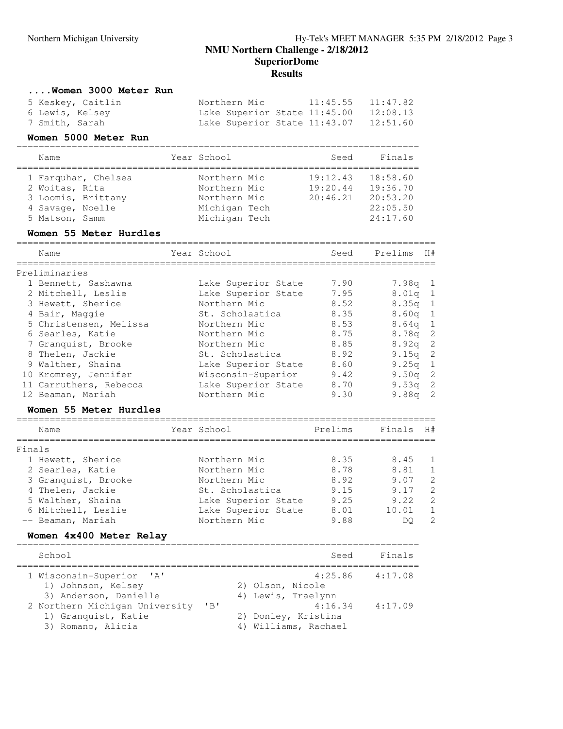# NMU Northern Challenge - 2/18/2012

## SuperiorDome

### Results

#### ....Women 3000 Meter Run

| Place | Name | Year | School | Seed | Finals |
|---|---|---|---|---|---|
| 5 | Keskey, Caitlin | | Northern Mic | 11:45.55 | 11:47.82 |
| 6 | Lewis, Kelsey | | Lake Superior State | 11:45.00 | 12:08.13 |
| 7 | Smith, Sarah | | Lake Superior State | 11:43.07 | 12:51.60 |

#### Women 5000 Meter Run

| Place | Name | Year | School | Seed | Finals |
|---|---|---|---|---|---|
| 1 | Farquhar, Chelsea | | Northern Mic | 19:12.43 | 18:58.60 |
| 2 | Woitas, Rita | | Northern Mic | 19:20.44 | 19:36.70 |
| 3 | Loomis, Brittany | | Northern Mic | 20:46.21 | 20:53.20 |
| 4 | Savage, Noelle | | Michigan Tech | | 22:05.50 |
| 5 | Matson, Samm | | Michigan Tech | | 24:17.60 |

#### Women 55 Meter Hurdles

Preliminaries

| Place | Name | Year | School | Seed | Prelims | H# |
|---|---|---|---|---|---|---|
| 1 | Bennett, Sashawna | | Lake Superior State | 7.90 | 7.98q | 1 |
| 2 | Mitchell, Leslie | | Lake Superior State | 7.95 | 8.01q | 1 |
| 3 | Hewett, Sherice | | Northern Mic | 8.52 | 8.35q | 1 |
| 4 | Bair, Maggie | | St. Scholastica | 8.35 | 8.60q | 1 |
| 5 | Christensen, Melissa | | Northern Mic | 8.53 | 8.64q | 1 |
| 6 | Searles, Katie | | Northern Mic | 8.75 | 8.78q | 2 |
| 7 | Granquist, Brooke | | Northern Mic | 8.85 | 8.92q | 2 |
| 8 | Thelen, Jackie | | St. Scholastica | 8.92 | 9.15q | 2 |
| 9 | Walther, Shaina | | Lake Superior State | 8.60 | 9.25q | 1 |
| 10 | Kromrey, Jennifer | | Wisconsin-Superior | 9.42 | 9.50q | 2 |
| 11 | Carruthers, Rebecca | | Lake Superior State | 8.70 | 9.53q | 2 |
| 12 | Beaman, Mariah | | Northern Mic | 9.30 | 9.88q | 2 |

#### Women 55 Meter Hurdles

Finals

| Place | Name | Year | School | Prelims | Finals | H# |
|---|---|---|---|---|---|---|
| 1 | Hewett, Sherice | | Northern Mic | 8.35 | 8.45 | 1 |
| 2 | Searles, Katie | | Northern Mic | 8.78 | 8.81 | 1 |
| 3 | Granquist, Brooke | | Northern Mic | 8.92 | 9.07 | 2 |
| 4 | Thelen, Jackie | | St. Scholastica | 9.15 | 9.17 | 2 |
| 5 | Walther, Shaina | | Lake Superior State | 9.25 | 9.22 | 2 |
| 6 | Mitchell, Leslie | | Lake Superior State | 8.01 | 10.01 | 1 |
| -- | Beaman, Mariah | | Northern Mic | 9.88 | DQ | 2 |

#### Women 4x400 Meter Relay

| Place | School | Seed | Finals |
|---|---|---|---|
| 1 | Wisconsin-Superior 'A' | 4:25.86 | 4:17.08 |
| | 1) Johnson, Kelsey; 2) Olson, Nicole; 3) Anderson, Danielle; 4) Lewis, Traelynn | | |
| 2 | Northern Michigan University 'B' | 4:16.34 | 4:17.09 |
| | 1) Granquist, Katie; 2) Donley, Kristina; 3) Romano, Alicia; 4) Williams, Rachael | | |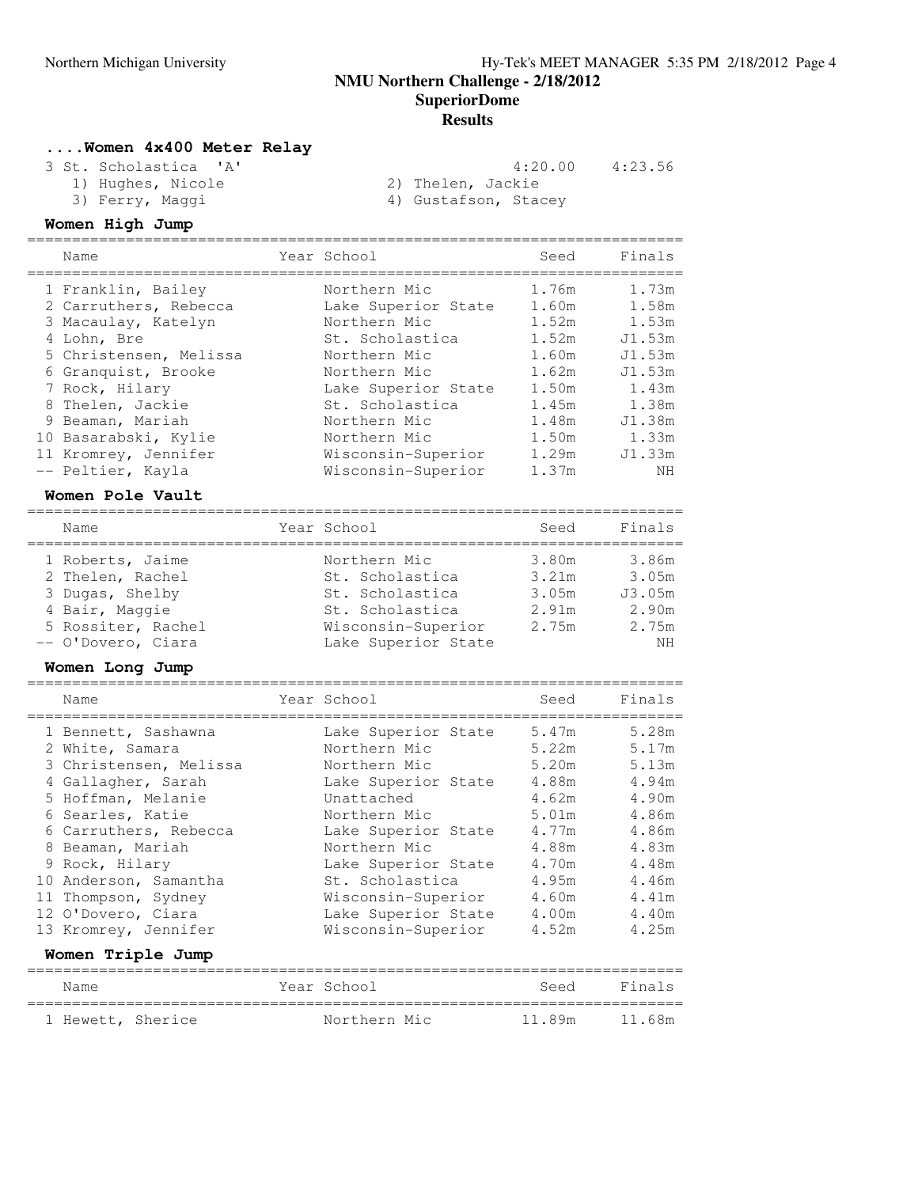# NMU Northern Challenge - 2/18/2012

## SuperiorDome

## Results

### ....Women 4x400 Meter Relay

| | | | |
|---|---|---|---|
| 3 St. Scholastica 'A' | | 4:20.00 | 4:23.56 |
| 1) Hughes, Nicole | 2) Thelen, Jackie | | |
| 3) Ferry, Maggi | 4) Gustafson, Stacey | | |

### Women High Jump

| | Name | Year | School | Seed | Finals |
|---|---|---|---|---|---|
| 1 | Franklin, Bailey | | Northern Mic | 1.76m | 1.73m |
| 2 | Carruthers, Rebecca | | Lake Superior State | 1.60m | 1.58m |
| 3 | Macaulay, Katelyn | | Northern Mic | 1.52m | 1.53m |
| 4 | Lohn, Bre | | St. Scholastica | 1.52m | J1.53m |
| 5 | Christensen, Melissa | | Northern Mic | 1.60m | J1.53m |
| 6 | Granquist, Brooke | | Northern Mic | 1.62m | J1.53m |
| 7 | Rock, Hilary | | Lake Superior State | 1.50m | 1.43m |
| 8 | Thelen, Jackie | | St. Scholastica | 1.45m | 1.38m |
| 9 | Beaman, Mariah | | Northern Mic | 1.48m | J1.38m |
| 10 | Basarabski, Kylie | | Northern Mic | 1.50m | 1.33m |
| 11 | Kromrey, Jennifer | | Wisconsin-Superior | 1.29m | J1.33m |
| -- | Peltier, Kayla | | Wisconsin-Superior | 1.37m | NH |

### Women Pole Vault

| | Name | Year | School | Seed | Finals |
|---|---|---|---|---|---|
| 1 | Roberts, Jaime | | Northern Mic | 3.80m | 3.86m |
| 2 | Thelen, Rachel | | St. Scholastica | 3.21m | 3.05m |
| 3 | Dugas, Shelby | | St. Scholastica | 3.05m | J3.05m |
| 4 | Bair, Maggie | | St. Scholastica | 2.91m | 2.90m |
| 5 | Rossiter, Rachel | | Wisconsin-Superior | 2.75m | 2.75m |
| -- | O'Dovero, Ciara | | Lake Superior State | | NH |

### Women Long Jump

| | Name | Year | School | Seed | Finals |
|---|---|---|---|---|---|
| 1 | Bennett, Sashawna | | Lake Superior State | 5.47m | 5.28m |
| 2 | White, Samara | | Northern Mic | 5.22m | 5.17m |
| 3 | Christensen, Melissa | | Northern Mic | 5.20m | 5.13m |
| 4 | Gallagher, Sarah | | Lake Superior State | 4.88m | 4.94m |
| 5 | Hoffman, Melanie | | Unattached | 4.62m | 4.90m |
| 6 | Searles, Katie | | Northern Mic | 5.01m | 4.86m |
| 6 | Carruthers, Rebecca | | Lake Superior State | 4.77m | 4.86m |
| 8 | Beaman, Mariah | | Northern Mic | 4.88m | 4.83m |
| 9 | Rock, Hilary | | Lake Superior State | 4.70m | 4.48m |
| 10 | Anderson, Samantha | | St. Scholastica | 4.95m | 4.46m |
| 11 | Thompson, Sydney | | Wisconsin-Superior | 4.60m | 4.41m |
| 12 | O'Dovero, Ciara | | Lake Superior State | 4.00m | 4.40m |
| 13 | Kromrey, Jennifer | | Wisconsin-Superior | 4.52m | 4.25m |

### Women Triple Jump

| | Name | Year | School | Seed | Finals |
|---|---|---|---|---|---|
| 1 | Hewett, Sherice | | Northern Mic | 11.89m | 11.68m |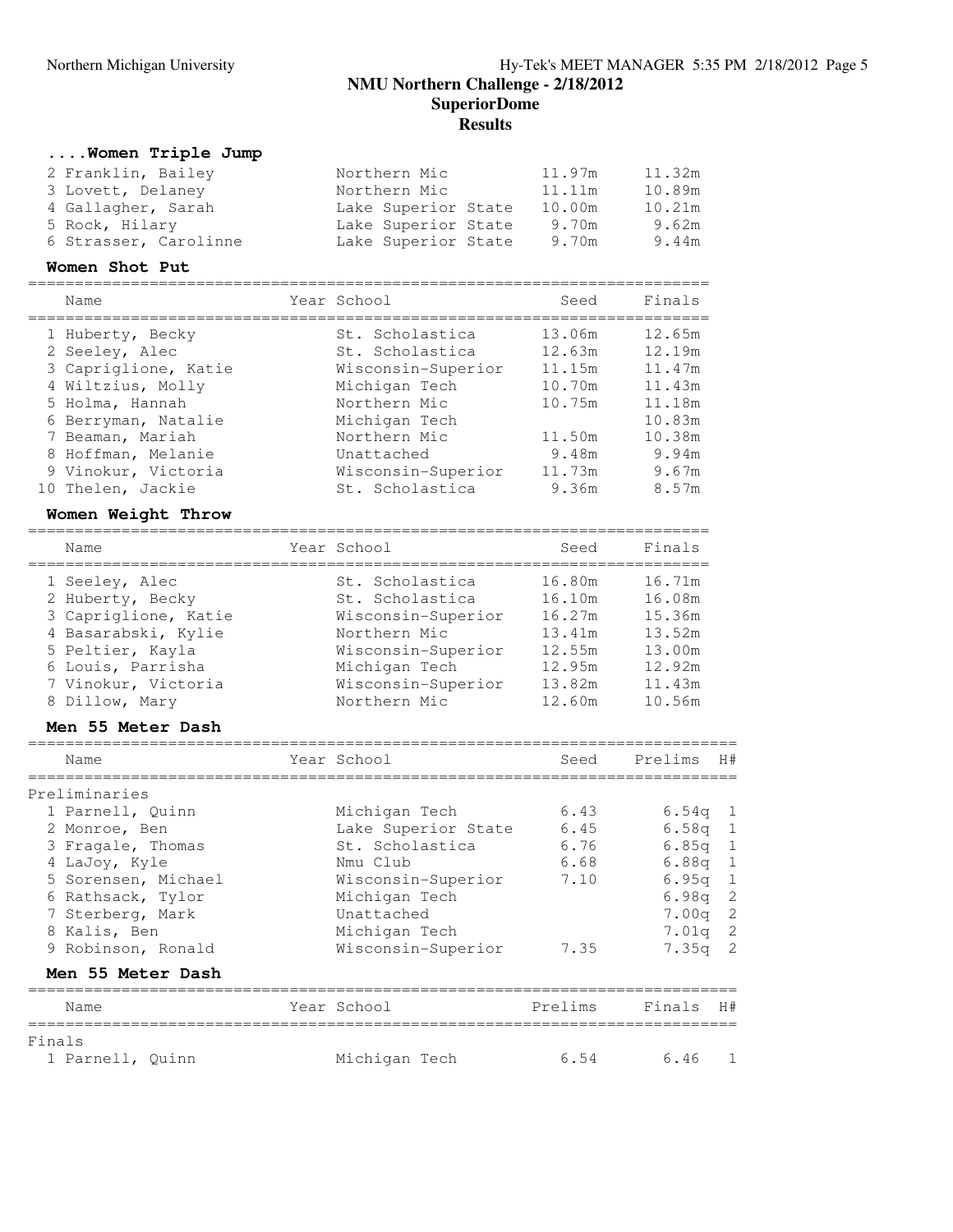### ....Women Triple Jump

| Place | Name | Year | School | Seed | Finals |
|---|---|---|---|---|---|
| 2 | Franklin, Bailey | | Northern Mic | 11.97m | 11.32m |
| 3 | Lovett, Delaney | | Northern Mic | 11.11m | 10.89m |
| 4 | Gallagher, Sarah | | Lake Superior State | 10.00m | 10.21m |
| 5 | Rock, Hilary | | Lake Superior State | 9.70m | 9.62m |
| 6 | Strasser, Carolinne | | Lake Superior State | 9.70m | 9.44m |

### Women Shot Put

| Place | Name | Year | School | Seed | Finals |
|---|---|---|---|---|---|
| 1 | Huberty, Becky | | St. Scholastica | 13.06m | 12.65m |
| 2 | Seeley, Alec | | St. Scholastica | 12.63m | 12.19m |
| 3 | Capriglione, Katie | | Wisconsin-Superior | 11.15m | 11.47m |
| 4 | Wiltzius, Molly | | Michigan Tech | 10.70m | 11.43m |
| 5 | Holma, Hannah | | Northern Mic | 10.75m | 11.18m |
| 6 | Berryman, Natalie | | Michigan Tech | | 10.83m |
| 7 | Beaman, Mariah | | Northern Mic | 11.50m | 10.38m |
| 8 | Hoffman, Melanie | | Unattached | 9.48m | 9.94m |
| 9 | Vinokur, Victoria | | Wisconsin-Superior | 11.73m | 9.67m |
| 10 | Thelen, Jackie | | St. Scholastica | 9.36m | 8.57m |

### Women Weight Throw

| Place | Name | Year | School | Seed | Finals |
|---|---|---|---|---|---|
| 1 | Seeley, Alec | | St. Scholastica | 16.80m | 16.71m |
| 2 | Huberty, Becky | | St. Scholastica | 16.10m | 16.08m |
| 3 | Capriglione, Katie | | Wisconsin-Superior | 16.27m | 15.36m |
| 4 | Basarabski, Kylie | | Northern Mic | 13.41m | 13.52m |
| 5 | Peltier, Kayla | | Wisconsin-Superior | 12.55m | 13.00m |
| 6 | Louis, Parrisha | | Michigan Tech | 12.95m | 12.92m |
| 7 | Vinokur, Victoria | | Wisconsin-Superior | 13.82m | 11.43m |
| 8 | Dillow, Mary | | Northern Mic | 12.60m | 10.56m |

### Men 55 Meter Dash

Preliminaries

| Place | Name | Year | School | Seed | Prelims | H# |
|---|---|---|---|---|---|---|
| 1 | Parnell, Quinn | | Michigan Tech | 6.43 | 6.54q | 1 |
| 2 | Monroe, Ben | | Lake Superior State | 6.45 | 6.58q | 1 |
| 3 | Fragale, Thomas | | St. Scholastica | 6.76 | 6.85q | 1 |
| 4 | LaJoy, Kyle | | Nmu Club | 6.68 | 6.88q | 1 |
| 5 | Sorensen, Michael | | Wisconsin-Superior | 7.10 | 6.95q | 1 |
| 6 | Rathsack, Tylor | | Michigan Tech | | 6.98q | 2 |
| 7 | Sterberg, Mark | | Unattached | | 7.00q | 2 |
| 8 | Kalis, Ben | | Michigan Tech | | 7.01q | 2 |
| 9 | Robinson, Ronald | | Wisconsin-Superior | 7.35 | 7.35q | 2 |

### Men 55 Meter Dash

Finals

| Place | Name | Year | School | Prelims | Finals | H# |
|---|---|---|---|---|---|---|
| 1 | Parnell, Quinn | | Michigan Tech | 6.54 | 6.46 | 1 |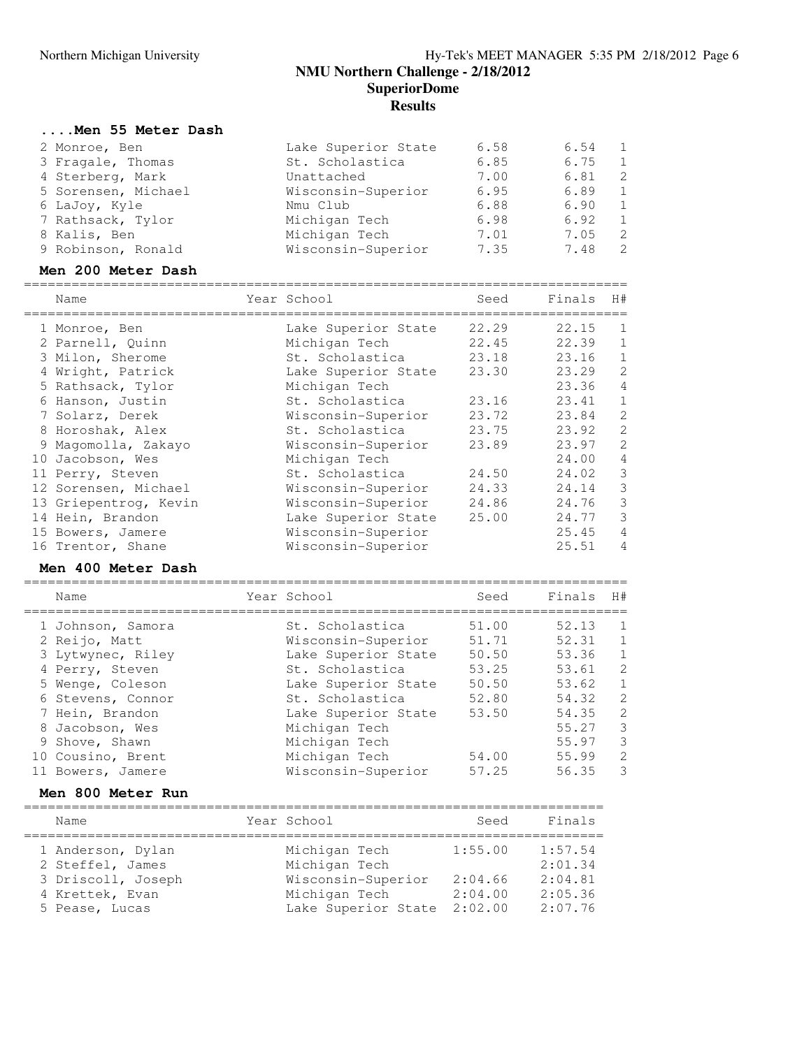## NMU Northern Challenge - 2/18/2012

## SuperiorDome

## Results

### ....Men 55 Meter Dash

| Name | Year | School | Seed | Finals | H# |
|---|---|---|---|---|---|
| 2 Monroe, Ben | | Lake Superior State | 6.58 | 6.54 | 1 |
| 3 Fragale, Thomas | | St. Scholastica | 6.85 | 6.75 | 1 |
| 4 Sterberg, Mark | | Unattached | 7.00 | 6.81 | 2 |
| 5 Sorensen, Michael | | Wisconsin-Superior | 6.95 | 6.89 | 1 |
| 6 LaJoy, Kyle | | Nmu Club | 6.88 | 6.90 | 1 |
| 7 Rathsack, Tylor | | Michigan Tech | 6.98 | 6.92 | 1 |
| 8 Kalis, Ben | | Michigan Tech | 7.01 | 7.05 | 2 |
| 9 Robinson, Ronald | | Wisconsin-Superior | 7.35 | 7.48 | 2 |

### Men 200 Meter Dash

| Name | Year | School | Seed | Finals | H# |
|---|---|---|---|---|---|
| 1 Monroe, Ben | | Lake Superior State | 22.29 | 22.15 | 1 |
| 2 Parnell, Quinn | | Michigan Tech | 22.45 | 22.39 | 1 |
| 3 Milon, Sherome | | St. Scholastica | 23.18 | 23.16 | 1 |
| 4 Wright, Patrick | | Lake Superior State | 23.30 | 23.29 | 2 |
| 5 Rathsack, Tylor | | Michigan Tech | | 23.36 | 4 |
| 6 Hanson, Justin | | St. Scholastica | 23.16 | 23.41 | 1 |
| 7 Solarz, Derek | | Wisconsin-Superior | 23.72 | 23.84 | 2 |
| 8 Horoshak, Alex | | St. Scholastica | 23.75 | 23.92 | 2 |
| 9 Magomolla, Zakayo | | Wisconsin-Superior | 23.89 | 23.97 | 2 |
| 10 Jacobson, Wes | | Michigan Tech | | 24.00 | 4 |
| 11 Perry, Steven | | St. Scholastica | 24.50 | 24.02 | 3 |
| 12 Sorensen, Michael | | Wisconsin-Superior | 24.33 | 24.14 | 3 |
| 13 Griepentrog, Kevin | | Wisconsin-Superior | 24.86 | 24.76 | 3 |
| 14 Hein, Brandon | | Lake Superior State | 25.00 | 24.77 | 3 |
| 15 Bowers, Jamere | | Wisconsin-Superior | | 25.45 | 4 |
| 16 Trentor, Shane | | Wisconsin-Superior | | 25.51 | 4 |

### Men 400 Meter Dash

| Name | Year | School | Seed | Finals | H# |
|---|---|---|---|---|---|
| 1 Johnson, Samora | | St. Scholastica | 51.00 | 52.13 | 1 |
| 2 Reijo, Matt | | Wisconsin-Superior | 51.71 | 52.31 | 1 |
| 3 Lytwynec, Riley | | Lake Superior State | 50.50 | 53.36 | 1 |
| 4 Perry, Steven | | St. Scholastica | 53.25 | 53.61 | 2 |
| 5 Wenge, Coleson | | Lake Superior State | 50.50 | 53.62 | 1 |
| 6 Stevens, Connor | | St. Scholastica | 52.80 | 54.32 | 2 |
| 7 Hein, Brandon | | Lake Superior State | 53.50 | 54.35 | 2 |
| 8 Jacobson, Wes | | Michigan Tech | | 55.27 | 3 |
| 9 Shove, Shawn | | Michigan Tech | | 55.97 | 3 |
| 10 Cousino, Brent | | Michigan Tech | 54.00 | 55.99 | 2 |
| 11 Bowers, Jamere | | Wisconsin-Superior | 57.25 | 56.35 | 3 |

### Men 800 Meter Run

| Name | Year | School | Seed | Finals |
|---|---|---|---|---|
| 1 Anderson, Dylan | | Michigan Tech | 1:55.00 | 1:57.54 |
| 2 Steffel, James | | Michigan Tech | | 2:01.34 |
| 3 Driscoll, Joseph | | Wisconsin-Superior | 2:04.66 | 2:04.81 |
| 4 Krettek, Evan | | Michigan Tech | 2:04.00 | 2:05.36 |
| 5 Pease, Lucas | | Lake Superior State | 2:02.00 | 2:07.76 |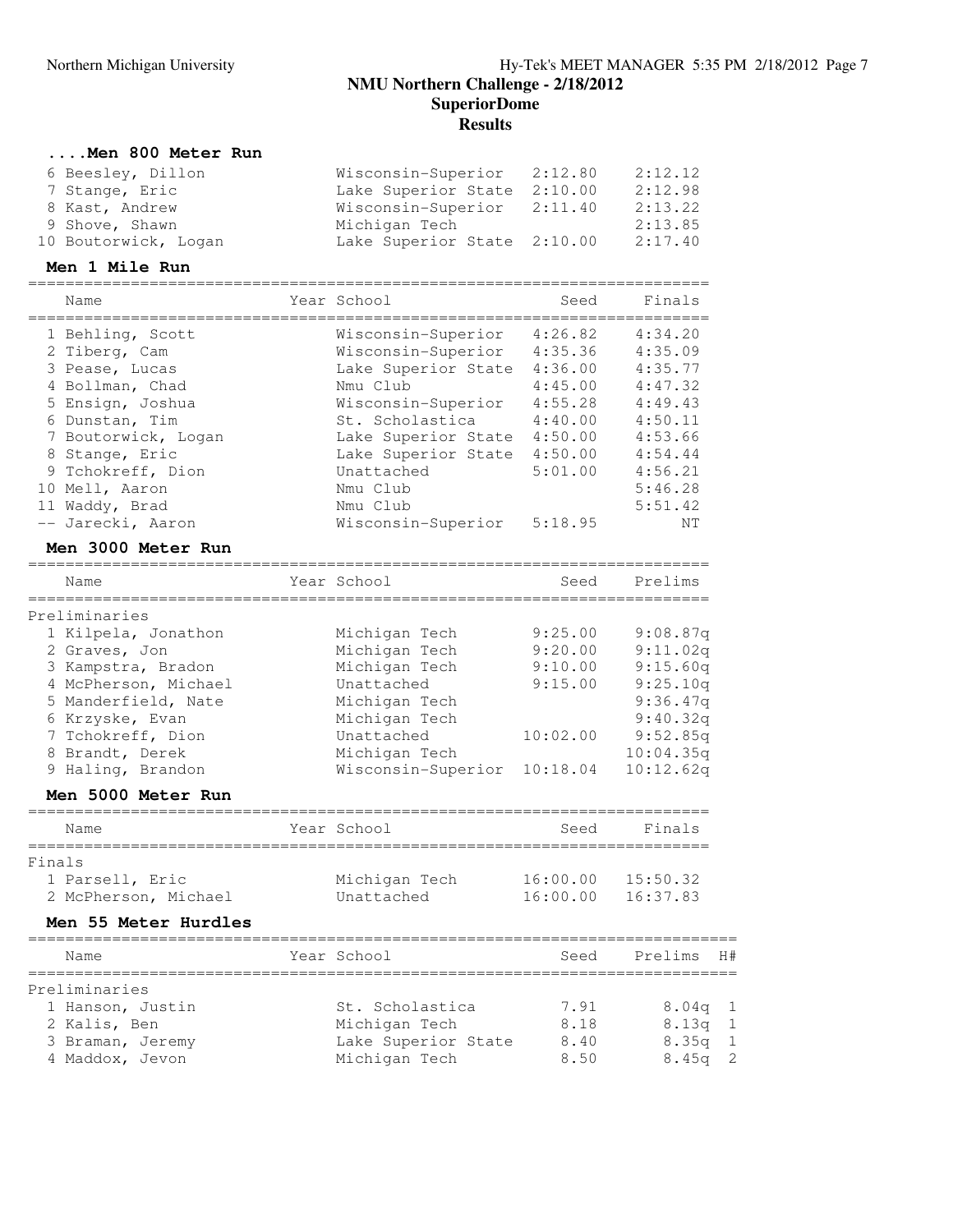# NMU Northern Challenge - 2/18/2012
## SuperiorDome
## Results

### ....Men 800 Meter Run

| Place | Name | Year | School | Seed | Finals |
|---|---|---|---|---|---|
| 6 | Beesley, Dillon | | Wisconsin-Superior | 2:12.80 | 2:12.12 |
| 7 | Stange, Eric | | Lake Superior State | 2:10.00 | 2:12.98 |
| 8 | Kast, Andrew | | Wisconsin-Superior | 2:11.40 | 2:13.22 |
| 9 | Shove, Shawn | | Michigan Tech | | 2:13.85 |
| 10 | Boutorwick, Logan | | Lake Superior State | 2:10.00 | 2:17.40 |

### Men 1 Mile Run

| Place | Name | Year | School | Seed | Finals |
|---|---|---|---|---|---|
| 1 | Behling, Scott | | Wisconsin-Superior | 4:26.82 | 4:34.20 |
| 2 | Tiberg, Cam | | Wisconsin-Superior | 4:35.36 | 4:35.09 |
| 3 | Pease, Lucas | | Lake Superior State | 4:36.00 | 4:35.77 |
| 4 | Bollman, Chad | | Nmu Club | 4:45.00 | 4:47.32 |
| 5 | Ensign, Joshua | | Wisconsin-Superior | 4:55.28 | 4:49.43 |
| 6 | Dunstan, Tim | | St. Scholastica | 4:40.00 | 4:50.11 |
| 7 | Boutorwick, Logan | | Lake Superior State | 4:50.00 | 4:53.66 |
| 8 | Stange, Eric | | Lake Superior State | 4:50.00 | 4:54.44 |
| 9 | Tchokreff, Dion | | Unattached | 5:01.00 | 4:56.21 |
| 10 | Mell, Aaron | | Nmu Club | | 5:46.28 |
| 11 | Waddy, Brad | | Nmu Club | | 5:51.42 |
| -- | Jarecki, Aaron | | Wisconsin-Superior | 5:18.95 | NT |

### Men 3000 Meter Run

Preliminaries

| Place | Name | Year | School | Seed | Prelims |
|---|---|---|---|---|---|
| 1 | Kilpela, Jonathon | | Michigan Tech | 9:25.00 | 9:08.87q |
| 2 | Graves, Jon | | Michigan Tech | 9:20.00 | 9:11.02q |
| 3 | Kampstra, Bradon | | Michigan Tech | 9:10.00 | 9:15.60q |
| 4 | McPherson, Michael | | Unattached | 9:15.00 | 9:25.10q |
| 5 | Manderfield, Nate | | Michigan Tech | | 9:36.47q |
| 6 | Krzyske, Evan | | Michigan Tech | | 9:40.32q |
| 7 | Tchokreff, Dion | | Unattached | 10:02.00 | 9:52.85q |
| 8 | Brandt, Derek | | Michigan Tech | | 10:04.35q |
| 9 | Haling, Brandon | | Wisconsin-Superior | 10:18.04 | 10:12.62q |

### Men 5000 Meter Run

Finals

| Place | Name | Year | School | Seed | Finals |
|---|---|---|---|---|---|
| 1 | Parsell, Eric | | Michigan Tech | 16:00.00 | 15:50.32 |
| 2 | McPherson, Michael | | Unattached | 16:00.00 | 16:37.83 |

### Men 55 Meter Hurdles

Preliminaries

| Place | Name | Year | School | Seed | Prelims | H# |
|---|---|---|---|---|---|---|
| 1 | Hanson, Justin | | St. Scholastica | 7.91 | 8.04q | 1 |
| 2 | Kalis, Ben | | Michigan Tech | 8.18 | 8.13q | 1 |
| 3 | Braman, Jeremy | | Lake Superior State | 8.40 | 8.35q | 1 |
| 4 | Maddox, Jevon | | Michigan Tech | 8.50 | 8.45q | 2 |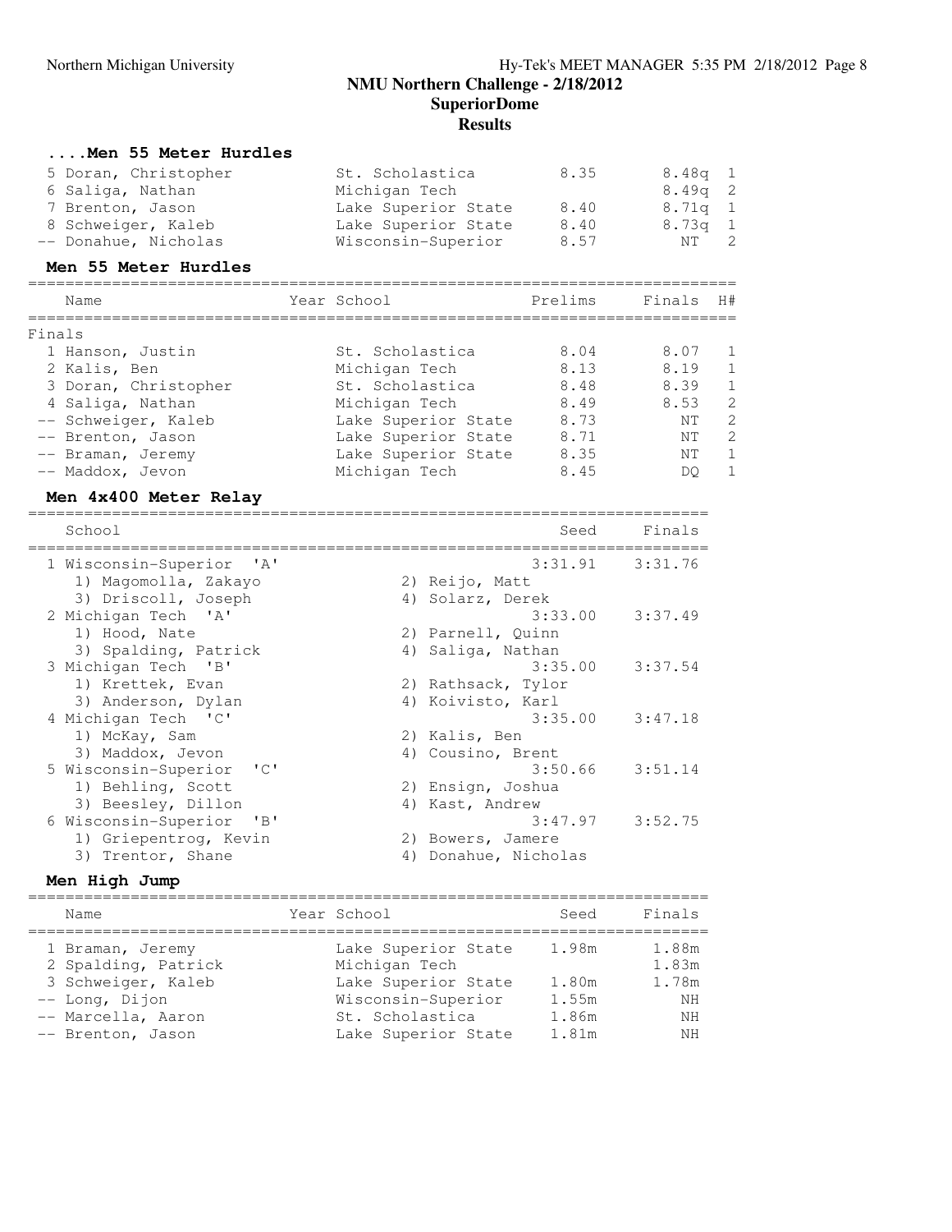## NMU Northern Challenge - 2/18/2012

### SuperiorDome

### Results

#### ....Men 55 Meter Hurdles

| Place | Name | Year | School | Prelims | Finals | H# |
|---|---|---|---|---|---|---|
| 5 | Doran, Christopher | | St. Scholastica | 8.35 | 8.48q | 1 |
| 6 | Saliga, Nathan | | Michigan Tech | | 8.49q | 2 |
| 7 | Brenton, Jason | | Lake Superior State | 8.40 | 8.71q | 1 |
| 8 | Schweiger, Kaleb | | Lake Superior State | 8.40 | 8.73q | 1 |
| -- | Donahue, Nicholas | | Wisconsin-Superior | 8.57 | NT | 2 |

#### Men 55 Meter Hurdles

Finals

| Place | Name | Year | School | Prelims | Finals | H# |
|---|---|---|---|---|---|---|
| 1 | Hanson, Justin | | St. Scholastica | 8.04 | 8.07 | 1 |
| 2 | Kalis, Ben | | Michigan Tech | 8.13 | 8.19 | 1 |
| 3 | Doran, Christopher | | St. Scholastica | 8.48 | 8.39 | 1 |
| 4 | Saliga, Nathan | | Michigan Tech | 8.49 | 8.53 | 2 |
| -- | Schweiger, Kaleb | | Lake Superior State | 8.73 | NT | 2 |
| -- | Brenton, Jason | | Lake Superior State | 8.71 | NT | 2 |
| -- | Braman, Jeremy | | Lake Superior State | 8.35 | NT | 1 |
| -- | Maddox, Jevon | | Michigan Tech | 8.45 | DQ | 1 |

#### Men 4x400 Meter Relay

| Place | School | Seed | Finals |
|---|---|---|---|
| 1 | Wisconsin-Superior 'A' | 3:31.91 | 3:31.76 |
| | 1) Magomolla, Zakayo; 2) Reijo, Matt; 3) Driscoll, Joseph; 4) Solarz, Derek | | |
| 2 | Michigan Tech 'A' | 3:33.00 | 3:37.49 |
| | 1) Hood, Nate; 2) Parnell, Quinn; 3) Spalding, Patrick; 4) Saliga, Nathan | | |
| 3 | Michigan Tech 'B' | 3:35.00 | 3:37.54 |
| | 1) Krettek, Evan; 2) Rathsack, Tylor; 3) Anderson, Dylan; 4) Koivisto, Karl | | |
| 4 | Michigan Tech 'C' | 3:35.00 | 3:47.18 |
| | 1) McKay, Sam; 2) Kalis, Ben; 3) Maddox, Jevon; 4) Cousino, Brent | | |
| 5 | Wisconsin-Superior 'C' | 3:50.66 | 3:51.14 |
| | 1) Behling, Scott; 2) Ensign, Joshua; 3) Beesley, Dillon; 4) Kast, Andrew | | |
| 6 | Wisconsin-Superior 'B' | 3:47.97 | 3:52.75 |
| | 1) Griepentrog, Kevin; 2) Bowers, Jamere; 3) Trentor, Shane; 4) Donahue, Nicholas | | |

#### Men High Jump

| Place | Name | Year | School | Seed | Finals |
|---|---|---|---|---|---|
| 1 | Braman, Jeremy | | Lake Superior State | 1.98m | 1.88m |
| 2 | Spalding, Patrick | | Michigan Tech | | 1.83m |
| 3 | Schweiger, Kaleb | | Lake Superior State | 1.80m | 1.78m |
| -- | Long, Dijon | | Wisconsin-Superior | 1.55m | NH |
| -- | Marcella, Aaron | | St. Scholastica | 1.86m | NH |
| -- | Brenton, Jason | | Lake Superior State | 1.81m | NH |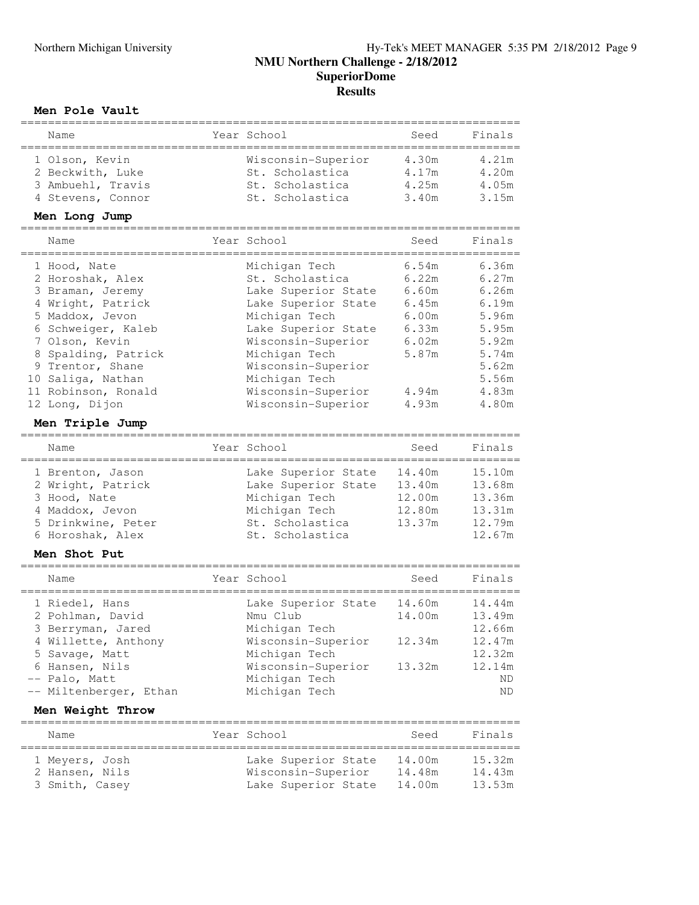# NMU Northern Challenge - 2/18/2012

## SuperiorDome

## Results

### Men Pole Vault

| | Name | Year | School | Seed | Finals |
|---|---|---|---|---|---|
| 1 | Olson, Kevin | | Wisconsin-Superior | 4.30m | 4.21m |
| 2 | Beckwith, Luke | | St. Scholastica | 4.17m | 4.20m |
| 3 | Ambuehl, Travis | | St. Scholastica | 4.25m | 4.05m |
| 4 | Stevens, Connor | | St. Scholastica | 3.40m | 3.15m |

### Men Long Jump

| | Name | Year | School | Seed | Finals |
|---|---|---|---|---|---|
| 1 | Hood, Nate | | Michigan Tech | 6.54m | 6.36m |
| 2 | Horoshak, Alex | | St. Scholastica | 6.22m | 6.27m |
| 3 | Braman, Jeremy | | Lake Superior State | 6.60m | 6.26m |
| 4 | Wright, Patrick | | Lake Superior State | 6.45m | 6.19m |
| 5 | Maddox, Jevon | | Michigan Tech | 6.00m | 5.96m |
| 6 | Schweiger, Kaleb | | Lake Superior State | 6.33m | 5.95m |
| 7 | Olson, Kevin | | Wisconsin-Superior | 6.02m | 5.92m |
| 8 | Spalding, Patrick | | Michigan Tech | 5.87m | 5.74m |
| 9 | Trentor, Shane | | Wisconsin-Superior | | 5.62m |
| 10 | Saliga, Nathan | | Michigan Tech | | 5.56m |
| 11 | Robinson, Ronald | | Wisconsin-Superior | 4.94m | 4.83m |
| 12 | Long, Dijon | | Wisconsin-Superior | 4.93m | 4.80m |

### Men Triple Jump

| | Name | Year | School | Seed | Finals |
|---|---|---|---|---|---|
| 1 | Brenton, Jason | | Lake Superior State | 14.40m | 15.10m |
| 2 | Wright, Patrick | | Lake Superior State | 13.40m | 13.68m |
| 3 | Hood, Nate | | Michigan Tech | 12.00m | 13.36m |
| 4 | Maddox, Jevon | | Michigan Tech | 12.80m | 13.31m |
| 5 | Drinkwine, Peter | | St. Scholastica | 13.37m | 12.79m |
| 6 | Horoshak, Alex | | St. Scholastica | | 12.67m |

### Men Shot Put

| | Name | Year | School | Seed | Finals |
|---|---|---|---|---|---|
| 1 | Riedel, Hans | | Lake Superior State | 14.60m | 14.44m |
| 2 | Pohlman, David | | Nmu Club | 14.00m | 13.49m |
| 3 | Berryman, Jared | | Michigan Tech | | 12.66m |
| 4 | Willette, Anthony | | Wisconsin-Superior | 12.34m | 12.47m |
| 5 | Savage, Matt | | Michigan Tech | | 12.32m |
| 6 | Hansen, Nils | | Wisconsin-Superior | 13.32m | 12.14m |
| -- | Palo, Matt | | Michigan Tech | | ND |
| -- | Miltenberger, Ethan | | Michigan Tech | | ND |

### Men Weight Throw

| | Name | Year | School | Seed | Finals |
|---|---|---|---|---|---|
| 1 | Meyers, Josh | | Lake Superior State | 14.00m | 15.32m |
| 2 | Hansen, Nils | | Wisconsin-Superior | 14.48m | 14.43m |
| 3 | Smith, Casey | | Lake Superior State | 14.00m | 13.53m |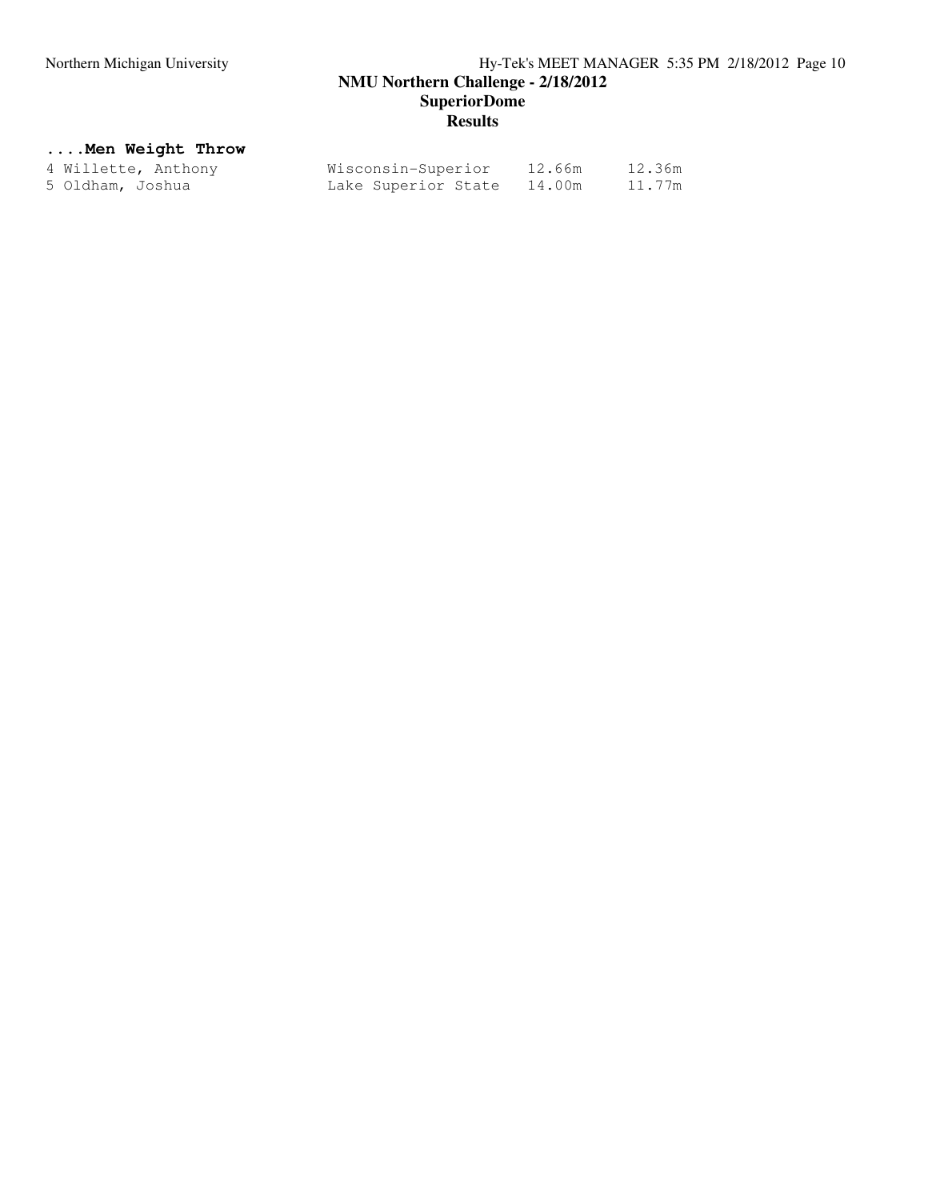# NMU Northern Challenge - 2/18/2012

## SuperiorDome

## Results

### ....Men Weight Throw

| | | | | |
|---|---|---|---|---|
| 4 | Willette, Anthony | Wisconsin-Superior | 12.66m | 12.36m |
| 5 | Oldham, Joshua | Lake Superior State | 14.00m | 11.77m |